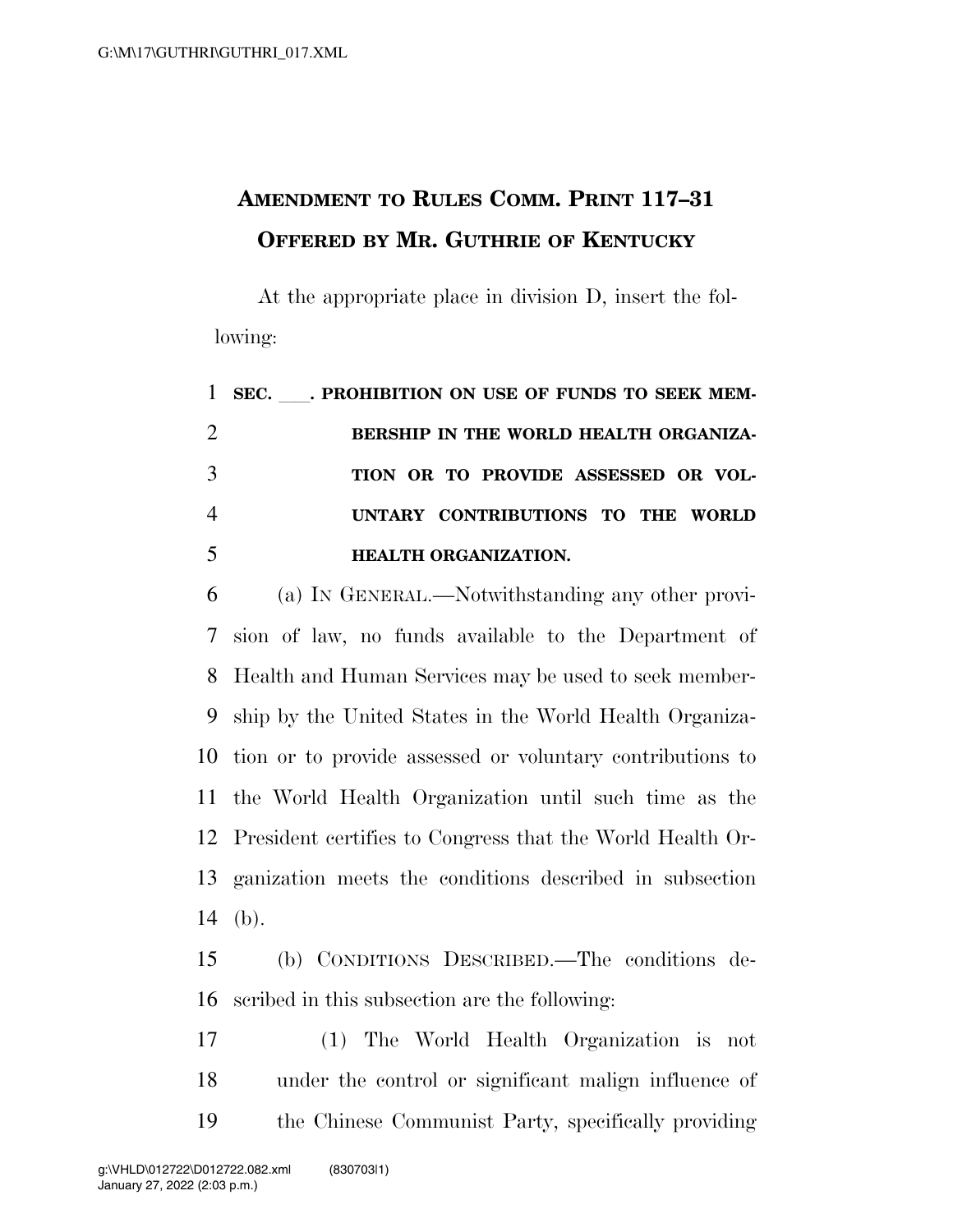# Amendment to Rules Comm. Print 117–31 Offered by Mr. Guthrie of Kentucky

At the appropriate place in division D, insert the following:

**SEC. ___. PROHIBITION ON USE OF FUNDS TO SEEK MEMBERSHIP IN THE WORLD HEALTH ORGANIZATION OR TO PROVIDE ASSESSED OR VOLUNTARY CONTRIBUTIONS TO THE WORLD HEALTH ORGANIZATION.**

(a) In General.—Notwithstanding any other provision of law, no funds available to the Department of Health and Human Services may be used to seek membership by the United States in the World Health Organization or to provide assessed or voluntary contributions to the World Health Organization until such time as the President certifies to Congress that the World Health Organization meets the conditions described in subsection (b).

(b) Conditions Described.—The conditions described in this subsection are the following:

(1) The World Health Organization is not under the control or significant malign influence of the Chinese Communist Party, specifically providing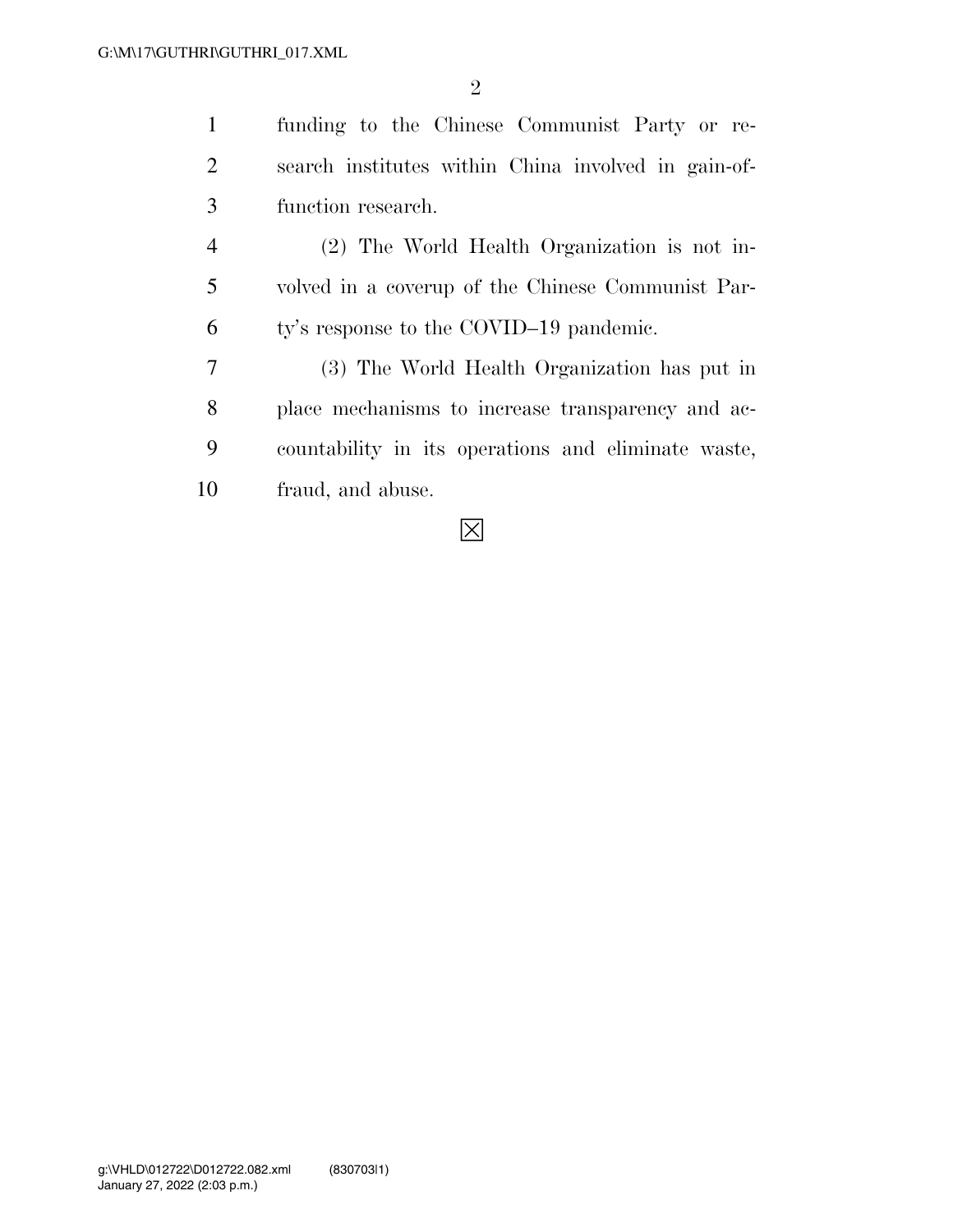funding to the Chinese Communist Party or research institutes within China involved in gain-of-function research.

(2) The World Health Organization is not involved in a coverup of the Chinese Communist Party's response to the COVID–19 pandemic.

(3) The World Health Organization has put in place mechanisms to increase transparency and accountability in its operations and eliminate waste, fraud, and abuse.